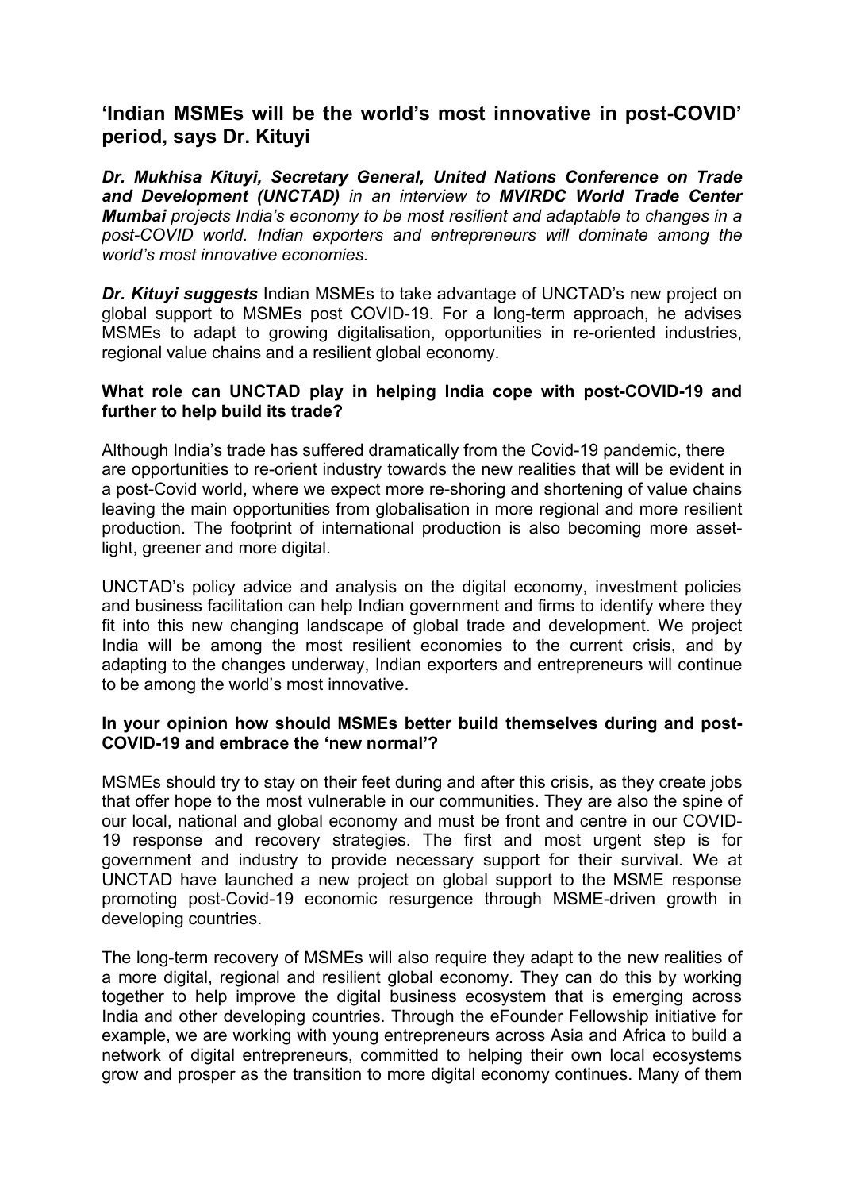# 'Indian MSMEs will be the world's most innovative in post-COVID' period, says Dr. Kituyi

***Dr. Mukhisa Kituyi, Secretary General, United Nations Conference on Trade and Development (UNCTAD)*** *in an interview to* ***MVIRDC World Trade Center Mumbai*** *projects India's economy to be most resilient and adaptable to changes in a post-COVID world. Indian exporters and entrepreneurs will dominate among the world's most innovative economies.*

***Dr. Kituyi suggests*** Indian MSMEs to take advantage of UNCTAD's new project on global support to MSMEs post COVID-19. For a long-term approach, he advises MSMEs to adapt to growing digitalisation, opportunities in re-oriented industries, regional value chains and a resilient global economy.

**What role can UNCTAD play in helping India cope with post-COVID-19 and further to help build its trade?**

Although India's trade has suffered dramatically from the Covid-19 pandemic, there are opportunities to re-orient industry towards the new realities that will be evident in a post-Covid world, where we expect more re-shoring and shortening of value chains leaving the main opportunities from globalisation in more regional and more resilient production. The footprint of international production is also becoming more asset-light, greener and more digital.

UNCTAD's policy advice and analysis on the digital economy, investment policies and business facilitation can help Indian government and firms to identify where they fit into this new changing landscape of global trade and development. We project India will be among the most resilient economies to the current crisis, and by adapting to the changes underway, Indian exporters and entrepreneurs will continue to be among the world's most innovative.

**In your opinion how should MSMEs better build themselves during and post-COVID-19 and embrace the 'new normal'?**

MSMEs should try to stay on their feet during and after this crisis, as they create jobs that offer hope to the most vulnerable in our communities. They are also the spine of our local, national and global economy and must be front and centre in our COVID-19 response and recovery strategies. The first and most urgent step is for government and industry to provide necessary support for their survival. We at UNCTAD have launched a new project on global support to the MSME response promoting post-Covid-19 economic resurgence through MSME-driven growth in developing countries.

The long-term recovery of MSMEs will also require they adapt to the new realities of a more digital, regional and resilient global economy. They can do this by working together to help improve the digital business ecosystem that is emerging across India and other developing countries. Through the eFounder Fellowship initiative for example, we are working with young entrepreneurs across Asia and Africa to build a network of digital entrepreneurs, committed to helping their own local ecosystems grow and prosper as the transition to more digital economy continues. Many of them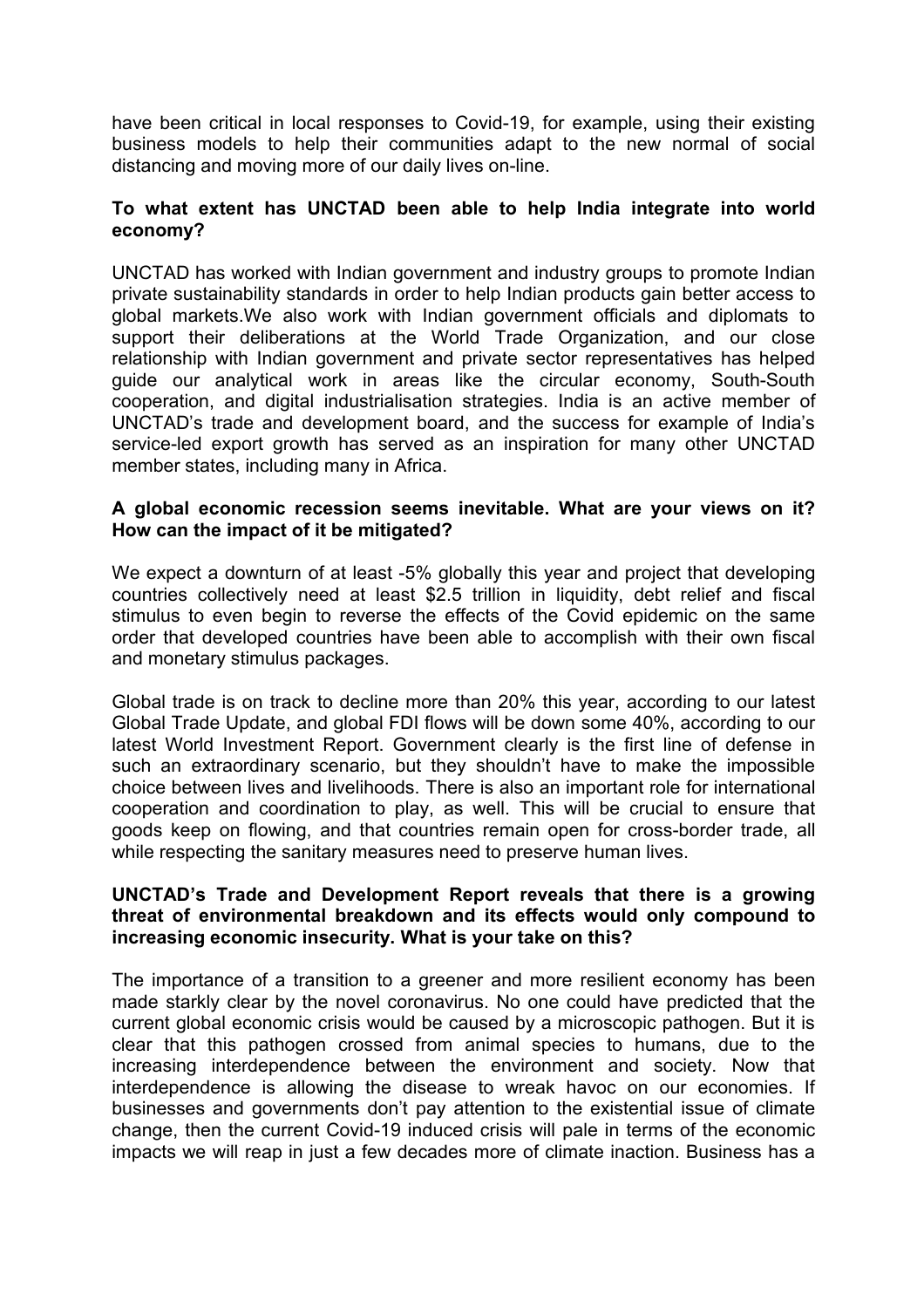have been critical in local responses to Covid-19, for example, using their existing business models to help their communities adapt to the new normal of social distancing and moving more of our daily lives on-line.

**To what extent has UNCTAD been able to help India integrate into world economy?**

UNCTAD has worked with Indian government and industry groups to promote Indian private sustainability standards in order to help Indian products gain better access to global markets.We also work with Indian government officials and diplomats to support their deliberations at the World Trade Organization, and our close relationship with Indian government and private sector representatives has helped guide our analytical work in areas like the circular economy, South-South cooperation, and digital industrialisation strategies. India is an active member of UNCTAD's trade and development board, and the success for example of India's service-led export growth has served as an inspiration for many other UNCTAD member states, including many in Africa.

**A global economic recession seems inevitable. What are your views on it? How can the impact of it be mitigated?**

We expect a downturn of at least -5% globally this year and project that developing countries collectively need at least $2.5 trillion in liquidity, debt relief and fiscal stimulus to even begin to reverse the effects of the Covid epidemic on the same order that developed countries have been able to accomplish with their own fiscal and monetary stimulus packages.

Global trade is on track to decline more than 20% this year, according to our latest Global Trade Update, and global FDI flows will be down some 40%, according to our latest World Investment Report. Government clearly is the first line of defense in such an extraordinary scenario, but they shouldn't have to make the impossible choice between lives and livelihoods. There is also an important role for international cooperation and coordination to play, as well. This will be crucial to ensure that goods keep on flowing, and that countries remain open for cross-border trade, all while respecting the sanitary measures need to preserve human lives.

**UNCTAD's Trade and Development Report reveals that there is a growing threat of environmental breakdown and its effects would only compound to increasing economic insecurity. What is your take on this?**

The importance of a transition to a greener and more resilient economy has been made starkly clear by the novel coronavirus. No one could have predicted that the current global economic crisis would be caused by a microscopic pathogen. But it is clear that this pathogen crossed from animal species to humans, due to the increasing interdependence between the environment and society. Now that interdependence is allowing the disease to wreak havoc on our economies. If businesses and governments don't pay attention to the existential issue of climate change, then the current Covid-19 induced crisis will pale in terms of the economic impacts we will reap in just a few decades more of climate inaction. Business has a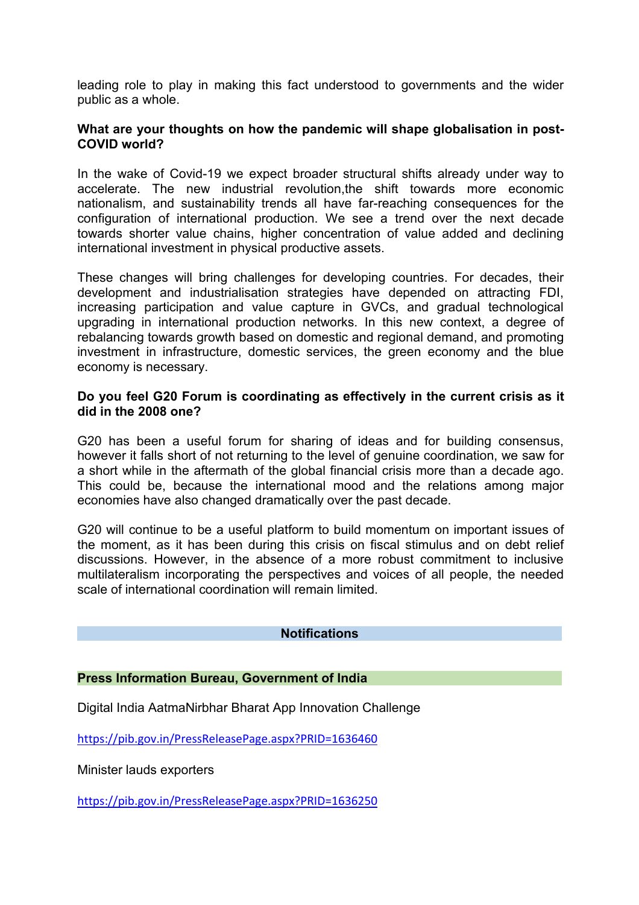leading role to play in making this fact understood to governments and the wider public as a whole.

**What are your thoughts on how the pandemic will shape globalisation in post-COVID world?**

In the wake of Covid-19 we expect broader structural shifts already under way to accelerate. The new industrial revolution,the shift towards more economic nationalism, and sustainability trends all have far-reaching consequences for the configuration of international production. We see a trend over the next decade towards shorter value chains, higher concentration of value added and declining international investment in physical productive assets.

These changes will bring challenges for developing countries. For decades, their development and industrialisation strategies have depended on attracting FDI, increasing participation and value capture in GVCs, and gradual technological upgrading in international production networks. In this new context, a degree of rebalancing towards growth based on domestic and regional demand, and promoting investment in infrastructure, domestic services, the green economy and the blue economy is necessary.

**Do you feel G20 Forum is coordinating as effectively in the current crisis as it did in the 2008 one?**

G20 has been a useful forum for sharing of ideas and for building consensus, however it falls short of not returning to the level of genuine coordination, we saw for a short while in the aftermath of the global financial crisis more than a decade ago. This could be, because the international mood and the relations among major economies have also changed dramatically over the past decade.

G20 will continue to be a useful platform to build momentum on important issues of the moment, as it has been during this crisis on fiscal stimulus and on debt relief discussions. However, in the absence of a more robust commitment to inclusive multilateralism incorporating the perspectives and voices of all people, the needed scale of international coordination will remain limited.

## Notifications

### Press Information Bureau, Government of India

Digital India AatmaNirbhar Bharat App Innovation Challenge

https://pib.gov.in/PressReleasePage.aspx?PRID=1636460

Minister lauds exporters

https://pib.gov.in/PressReleasePage.aspx?PRID=1636250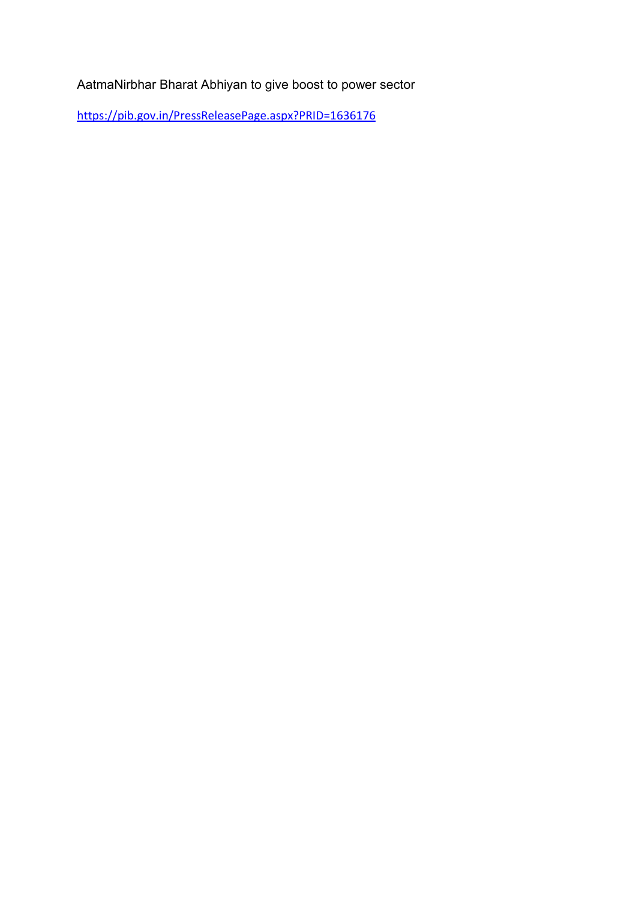AatmaNirbhar Bharat Abhiyan to give boost to power sector

https://pib.gov.in/PressReleasePage.aspx?PRID=1636176